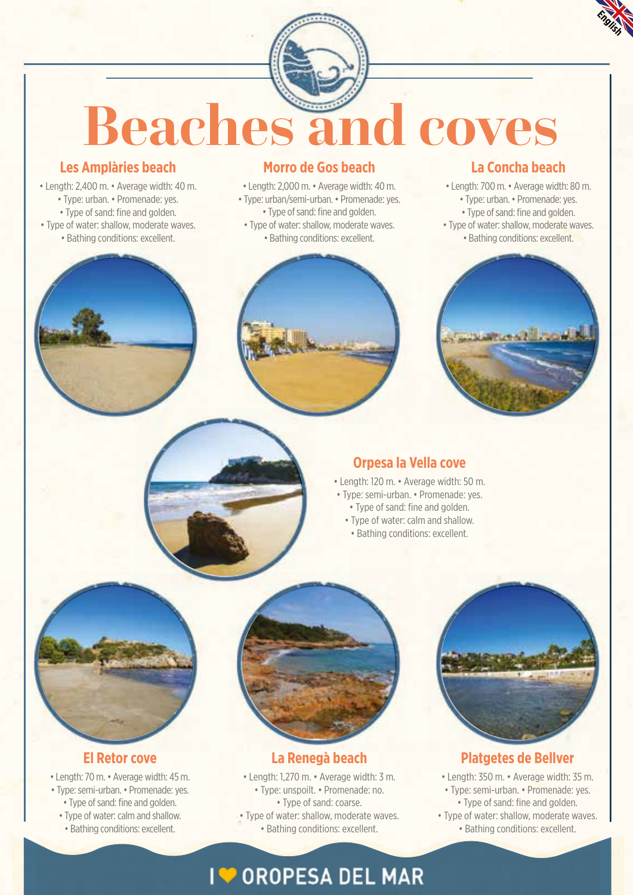# Beaches and coves

## Les Amplàries beach

• Length: 2,400 m. • Average width: 40 m.
• Type: urban. • Promenade: yes.
• Type of sand: fine and golden.
• Type of water: shallow, moderate waves.
• Bathing conditions: excellent.

## Morro de Gos beach

• Length: 2,000 m. • Average width: 40 m.
• Type: urban/semi-urban. • Promenade: yes.
• Type of sand: fine and golden.
• Type of water: shallow, moderate waves.
• Bathing conditions: excellent.

## La Concha beach

• Length: 700 m. • Average width: 80 m.
• Type: urban. • Promenade: yes.
• Type of sand: fine and golden.
• Type of water: shallow, moderate waves.
• Bathing conditions: excellent.

## Orpesa la Vella cove

• Length: 120 m. • Average width: 50 m.
• Type: semi-urban. • Promenade: yes.
• Type of sand: fine and golden.
• Type of water: calm and shallow.
• Bathing conditions: excellent.

## El Retor cove

• Length: 70 m. • Average width: 45 m.
• Type: semi-urban. • Promenade: yes.
• Type of sand: fine and golden.
• Type of water: calm and shallow.
• Bathing conditions: excellent.

## La Renegà beach

• Length: 1,270 m. • Average width: 3 m.
• Type: unspoilt. • Promenade: no.
• Type of sand: coarse.
• Type of water: shallow, moderate waves.
• Bathing conditions: excellent.

## Platgetes de Bellver

• Length: 350 m. • Average width: 35 m.
• Type: semi-urban. • Promenade: yes.
• Type of sand: fine and golden.
• Type of water: shallow, moderate waves.
• Bathing conditions: excellent.

I ♥ OROPESA DEL MAR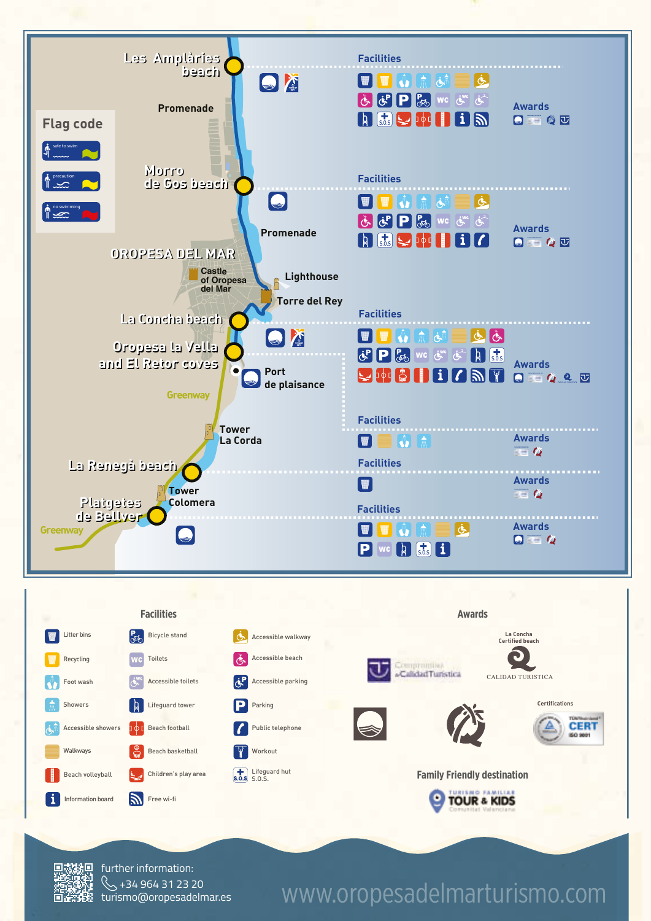Les Amplàries beach

Promenade

## Flag code

- safe to swim
- precaution
- no swimming

Morro de Gos beach

Promenade

OROPESA DEL MAR

Castle of Oropesa del Mar

Lighthouse

Torre del Rey

La Concha beach

Oropesa la Vella and El Retor coves

Port de plaisance

Greenway

Tower La Corda

La Renegà beach

Tower Colomera

Platgetes de Bellver

Greenway

Facilities

Awards

Facilities

Awards

Facilities

Awards

Facilities

Awards

Facilities

Awards

Facilities

Awards

## Facilities

- Litter bins
- Recycling
- Foot wash
- Showers
- Accessible showers
- Walkways
- Beach volleyball
- Information board
- Bicycle stand
- Toilets
- Accessible toilets
- Lifeguard tower
- Beach football
- Beach basketball
- Children's play area
- Free wi-fi
- Accessible walkway
- Accessible beach
- Accessible parking
- Parking
- Public telephone
- Workout
- Lifeguard hut S.O.S.

## Awards

Compromiso Calidad Turística

La Concha Certified beach

CALIDAD TURISTICA

Certifications

TÜV Rheinland CERT ISO 9001

Family Friendly destination

TURISMO FAMILIAR TOUR & KIDS Comunitat Valenciana

further information:
+34 964 31 23 20
turismo@oropesadelmar.es

www.oropesadelmarturismo.com